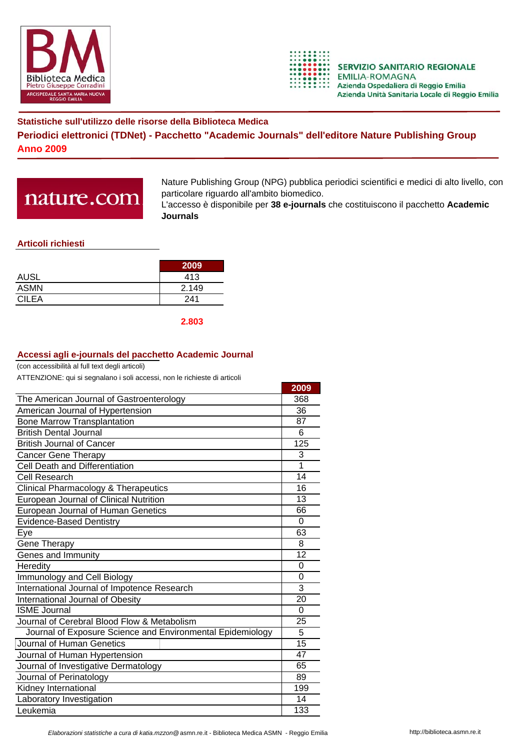## Statistiche sull'utilizzo delle risorse della Biblioteca Medica

## Periodici elettronici (TDNet) - Pacchetto "Academic Journals" dell'editore Nature Publishing Group

## Anno 2009

Nature Publishing Group (NPG) pubblica periodici scientifici e medici di alto livello, con particolare riguardo all'ambito biomedico.
L'accesso è disponibile per **38 e-journals** che costituiscono il pacchetto **Academic Journals**

### Articoli richiesti

| | 2009 |
|---|---|
| AUSL | 413 |
| ASMN | 2.149 |
| CILEA | 241 |
| | **2.803** |

### Accessi agli e-journals del pacchetto Academic Journal

(con accessibilità al full text degli articoli)

ATTENZIONE: qui si segnalano i soli accessi, non le richieste di articoli

| | 2009 |
|---|---|
| The American Journal of Gastroenterology | 368 |
| American Journal of Hypertension | 36 |
| Bone Marrow Transplantation | 87 |
| British Dental Journal | 6 |
| British Journal of Cancer | 125 |
| Cancer Gene Therapy | 3 |
| Cell Death and Differentiation | 1 |
| Cell Research | 14 |
| Clinical Pharmacology & Therapeutics | 16 |
| European Journal of Clinical Nutrition | 13 |
| European Journal of Human Genetics | 66 |
| Evidence-Based Dentistry | 0 |
| Eye | 63 |
| Gene Therapy | 8 |
| Genes and Immunity | 12 |
| Heredity | 0 |
| Immunology and Cell Biology | 0 |
| International Journal of Impotence Research | 3 |
| International Journal of Obesity | 20 |
| ISME Journal | 0 |
| Journal of Cerebral Blood Flow & Metabolism | 25 |
| Journal of Exposure Science and Environmental Epidemiology | 5 |
| Journal of Human Genetics | 15 |
| Journal of Human Hypertension | 47 |
| Journal of Investigative Dermatology | 65 |
| Journal of Perinatology | 89 |
| Kidney International | 199 |
| Laboratory Investigation | 14 |
| Leukemia | 133 |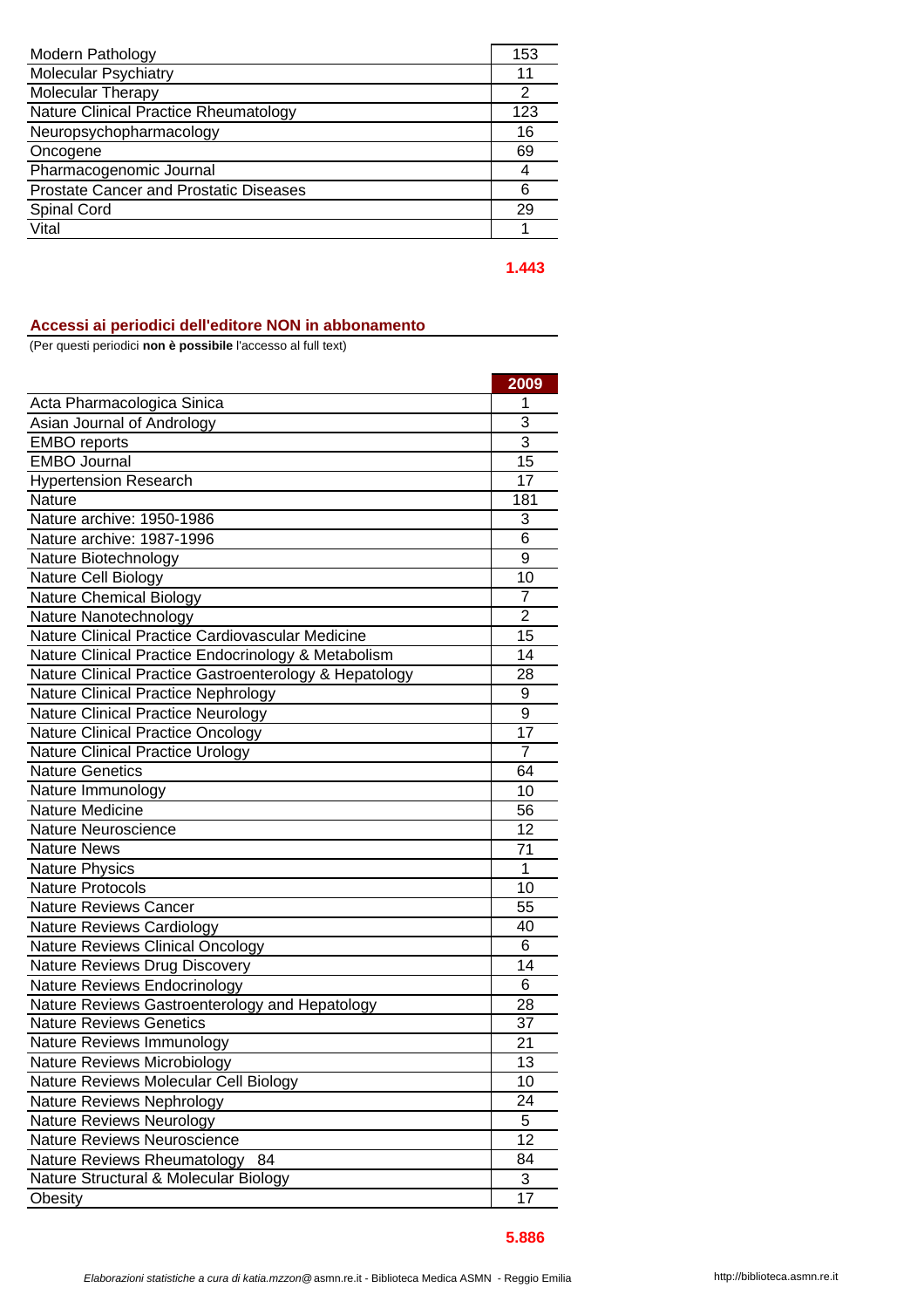| | |
|---|---|
| Modern Pathology | 153 |
| Molecular Psychiatry | 11 |
| Molecular Therapy | 2 |
| Nature Clinical Practice Rheumatology | 123 |
| Neuropsychopharmacology | 16 |
| Oncogene | 69 |
| Pharmacogenomic Journal | 4 |
| Prostate Cancer and Prostatic Diseases | 6 |
| Spinal Cord | 29 |
| Vital | 1 |

**1.443**

### Accessi ai periodici dell'editore NON in abbonamento

(Per questi periodici **non è possibile** l'accesso al full text)

| | 2009 |
|---|---|
| Acta Pharmacologica Sinica | 1 |
| Asian Journal of Andrology | 3 |
| EMBO reports | 3 |
| EMBO Journal | 15 |
| Hypertension Research | 17 |
| Nature | 181 |
| Nature archive: 1950-1986 | 3 |
| Nature archive: 1987-1996 | 6 |
| Nature Biotechnology | 9 |
| Nature Cell Biology | 10 |
| Nature Chemical Biology | 7 |
| Nature Nanotechnology | 2 |
| Nature Clinical Practice Cardiovascular Medicine | 15 |
| Nature Clinical Practice Endocrinology & Metabolism | 14 |
| Nature Clinical Practice Gastroenterology & Hepatology | 28 |
| Nature Clinical Practice Nephrology | 9 |
| Nature Clinical Practice Neurology | 9 |
| Nature Clinical Practice Oncology | 17 |
| Nature Clinical Practice Urology | 7 |
| Nature Genetics | 64 |
| Nature Immunology | 10 |
| Nature Medicine | 56 |
| Nature Neuroscience | 12 |
| Nature News | 71 |
| Nature Physics | 1 |
| Nature Protocols | 10 |
| Nature Reviews Cancer | 55 |
| Nature Reviews Cardiology | 40 |
| Nature Reviews Clinical Oncology | 6 |
| Nature Reviews Drug Discovery | 14 |
| Nature Reviews Endocrinology | 6 |
| Nature Reviews Gastroenterology and Hepatology | 28 |
| Nature Reviews Genetics | 37 |
| Nature Reviews Immunology | 21 |
| Nature Reviews Microbiology | 13 |
| Nature Reviews Molecular Cell Biology | 10 |
| Nature Reviews Nephrology | 24 |
| Nature Reviews Neurology | 5 |
| Nature Reviews Neuroscience | 12 |
| Nature Reviews Rheumatology 84 | 84 |
| Nature Structural & Molecular Biology | 3 |
| Obesity | 17 |

**5.886**

*Elaborazioni statistiche a cura di katia.mzzon@*asmn.re.it - Biblioteca Medica ASMN - Reggio Emilia    http://biblioteca.asmn.re.it